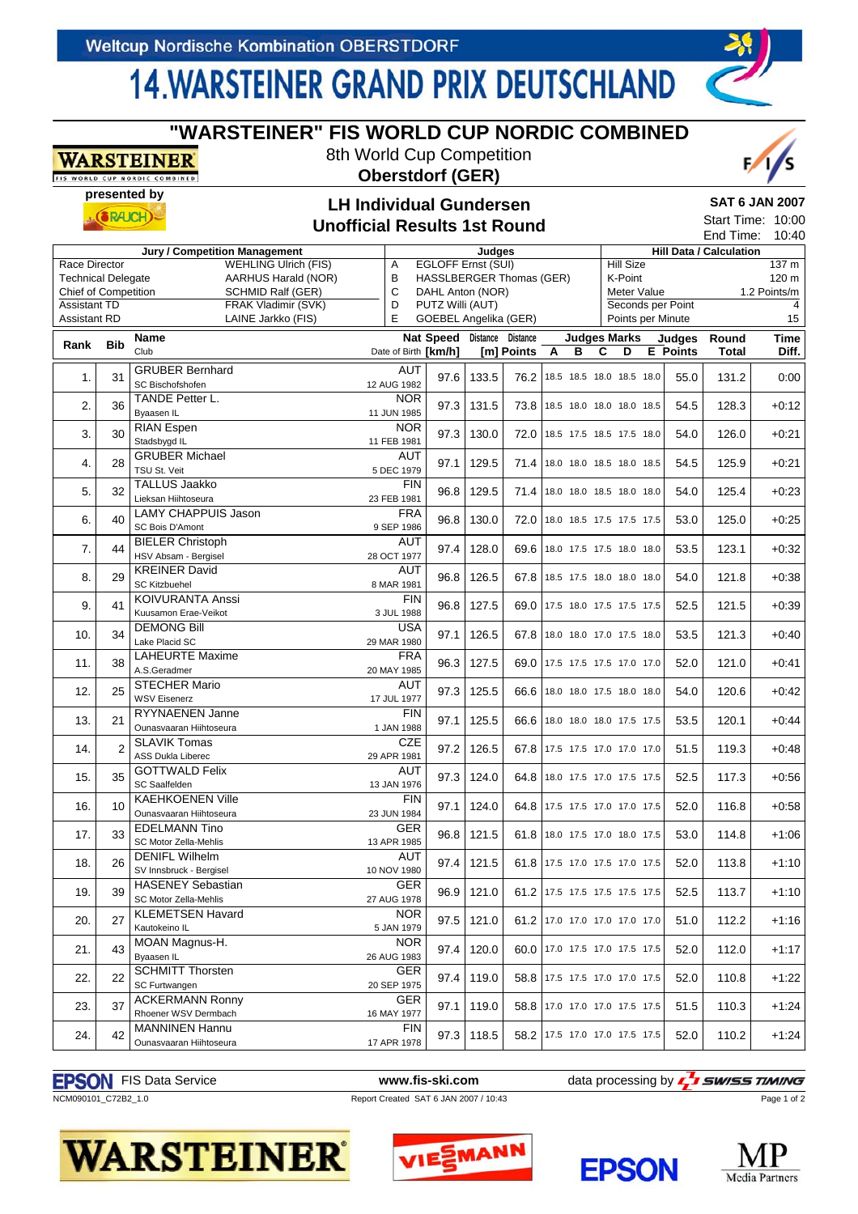Weltcup Nordische Kombination OBERSTDORF

# 14.WARSTEINER GRAND PRIX DEUTSCHLAND

## "WARSTEINER" FIS WORLD CUP NORDIC COMBINED

8th World Cup Competition

**Oberstdorf (GER)**

presented by RAUCH

### LH Individual Gundersen

### Unofficial Results 1st Round

**SAT 6 JAN 2007**

Start Time: 10:00

End Time: 10:40

| Jury / Competition Management | | Judges | | Hill Data / Calculation | |
|---|---|---|---|---|---|
| Race Director | WEHLING Ulrich (FIS) | A | EGLOFF Ernst (SUI) | Hill Size | 137 m |
| Technical Delegate | AARHUS Harald (NOR) | B | HASSLBERGER Thomas (GER) | K-Point | 120 m |
| Chief of Competition | SCHMID Ralf (GER) | C | DAHL Anton (NOR) | Meter Value | 1.2 Points/m |
| Assistant TD | FRAK Vladimir (SVK) | D | PUTZ Willi (AUT) | Seconds per Point | 4 |
| Assistant RD | LAINE Jarkko (FIS) | E | GOEBEL Angelika (GER) | Points per Minute | 15 |

| Rank | Bib | Name / Club | Nat / Date of Birth | Speed [km/h] | Distance [m] | Distance Points | A | B | C | D | E | Judges Points | Round Total | Time Diff. |
|---|---|---|---|---|---|---|---|---|---|---|---|---|---|---|
| 1. | 31 | GRUBER Bernhard / SC Bischofshofen | AUT / 12 AUG 1982 | 97.6 | 133.5 | 76.2 | 18.5 | 18.5 | 18.0 | 18.5 | 18.0 | 55.0 | 131.2 | 0:00 |
| 2. | 36 | TANDE Petter L. / Byaasen IL | NOR / 11 JUN 1985 | 97.3 | 131.5 | 73.8 | 18.5 | 18.0 | 18.0 | 18.0 | 18.5 | 54.5 | 128.3 | +0:12 |
| 3. | 30 | RIAN Espen / Stadsbygd IL | NOR / 11 FEB 1981 | 97.3 | 130.0 | 72.0 | 18.5 | 17.5 | 18.5 | 17.5 | 18.0 | 54.0 | 126.0 | +0:21 |
| 4. | 28 | GRUBER Michael / TSU St. Veit | AUT / 5 DEC 1979 | 97.1 | 129.5 | 71.4 | 18.0 | 18.0 | 18.5 | 18.0 | 18.5 | 54.5 | 125.9 | +0:21 |
| 5. | 32 | TALLUS Jaakko / Lieksan Hiihtoseura | FIN / 23 FEB 1981 | 96.8 | 129.5 | 71.4 | 18.0 | 18.0 | 18.5 | 18.0 | 18.0 | 54.0 | 125.4 | +0:23 |
| 6. | 40 | LAMY CHAPPUIS Jason / SC Bois D'Amont | FRA / 9 SEP 1986 | 96.8 | 130.0 | 72.0 | 18.0 | 18.5 | 17.5 | 17.5 | 17.5 | 53.0 | 125.0 | +0:25 |
| 7. | 44 | BIELER Christoph / HSV Absam - Bergisel | AUT / 28 OCT 1977 | 97.4 | 128.0 | 69.6 | 18.0 | 17.5 | 17.5 | 18.0 | 18.0 | 53.5 | 123.1 | +0:32 |
| 8. | 29 | KREINER David / SC Kitzbuehel | AUT / 8 MAR 1981 | 96.8 | 126.5 | 67.8 | 18.5 | 17.5 | 18.0 | 18.0 | 18.0 | 54.0 | 121.8 | +0:38 |
| 9. | 41 | KOIVURANTA Anssi / Kuusamon Erae-Veikot | FIN / 3 JUL 1988 | 96.8 | 127.5 | 69.0 | 17.5 | 18.0 | 17.5 | 17.5 | 17.5 | 52.5 | 121.5 | +0:39 |
| 10. | 34 | DEMONG Bill / Lake Placid SC | USA / 29 MAR 1980 | 97.1 | 126.5 | 67.8 | 18.0 | 18.0 | 17.0 | 17.5 | 18.0 | 53.5 | 121.3 | +0:40 |
| 11. | 38 | LAHEURTE Maxime / A.S.Geradmer | FRA / 20 MAY 1985 | 96.3 | 127.5 | 69.0 | 17.5 | 17.5 | 17.5 | 17.0 | 17.0 | 52.0 | 121.0 | +0:41 |
| 12. | 25 | STECHER Mario / WSV Eisenerz | AUT / 17 JUL 1977 | 97.3 | 125.5 | 66.6 | 18.0 | 18.0 | 17.5 | 18.0 | 18.0 | 54.0 | 120.6 | +0:42 |
| 13. | 21 | RYYNAENEN Janne / Ounasvaaran Hiihtoseura | FIN / 1 JAN 1988 | 97.1 | 125.5 | 66.6 | 18.0 | 18.0 | 18.0 | 17.5 | 17.5 | 53.5 | 120.1 | +0:44 |
| 14. | 2 | SLAVIK Tomas / ASS Dukla Liberec | CZE / 29 APR 1981 | 97.2 | 126.5 | 67.8 | 17.5 | 17.5 | 17.0 | 17.0 | 17.0 | 51.5 | 119.3 | +0:48 |
| 15. | 35 | GOTTWALD Felix / SC Saalfelden | AUT / 13 JAN 1976 | 97.3 | 124.0 | 64.8 | 18.0 | 17.5 | 17.0 | 17.5 | 17.5 | 52.5 | 117.3 | +0:56 |
| 16. | 10 | KAEHKOENEN Ville / Ounasvaaran Hiihtoseura | FIN / 23 JUN 1984 | 97.1 | 124.0 | 64.8 | 17.5 | 17.5 | 17.0 | 17.0 | 17.5 | 52.0 | 116.8 | +0:58 |
| 17. | 33 | EDELMANN Tino / SC Motor Zella-Mehlis | GER / 13 APR 1985 | 96.8 | 121.5 | 61.8 | 18.0 | 17.5 | 17.0 | 18.0 | 17.5 | 53.0 | 114.8 | +1:06 |
| 18. | 26 | DENIFL Wilhelm / SV Innsbruck - Bergisel | AUT / 10 NOV 1980 | 97.4 | 121.5 | 61.8 | 17.5 | 17.0 | 17.5 | 17.0 | 17.5 | 52.0 | 113.8 | +1:10 |
| 19. | 39 | HASENEY Sebastian / SC Motor Zella-Mehlis | GER / 27 AUG 1978 | 96.9 | 121.0 | 61.2 | 17.5 | 17.5 | 17.5 | 17.5 | 17.5 | 52.5 | 113.7 | +1:10 |
| 20. | 27 | KLEMETSEN Havard / Kautokeino IL | NOR / 5 JAN 1979 | 97.5 | 121.0 | 61.2 | 17.0 | 17.0 | 17.0 | 17.0 | 17.0 | 51.0 | 112.2 | +1:16 |
| 21. | 43 | MOAN Magnus-H. / Byaasen IL | NOR / 26 AUG 1983 | 97.4 | 120.0 | 60.0 | 17.0 | 17.5 | 17.0 | 17.5 | 17.5 | 52.0 | 112.0 | +1:17 |
| 22. | 22 | SCHMITT Thorsten / SC Furtwangen | GER / 20 SEP 1975 | 97.4 | 119.0 | 58.8 | 17.5 | 17.5 | 17.0 | 17.0 | 17.5 | 52.0 | 110.8 | +1:22 |
| 23. | 37 | ACKERMANN Ronny / Rhoener WSV Dermbach | GER / 16 MAY 1977 | 97.1 | 119.0 | 58.8 | 17.0 | 17.0 | 17.0 | 17.5 | 17.5 | 51.5 | 110.3 | +1:24 |
| 24. | 42 | MANNINEN Hannu / Ounasvaaran Hiihtoseura | FIN / 17 APR 1978 | 97.3 | 118.5 | 58.2 | 17.5 | 17.0 | 17.0 | 17.5 | 17.5 | 52.0 | 110.2 | +1:24 |

EPSON FIS Data Service www.fis-ski.com data processing by SWISS TIMING

NCM090101_C72B2_1.0 Report Created SAT 6 JAN 2007 / 10:43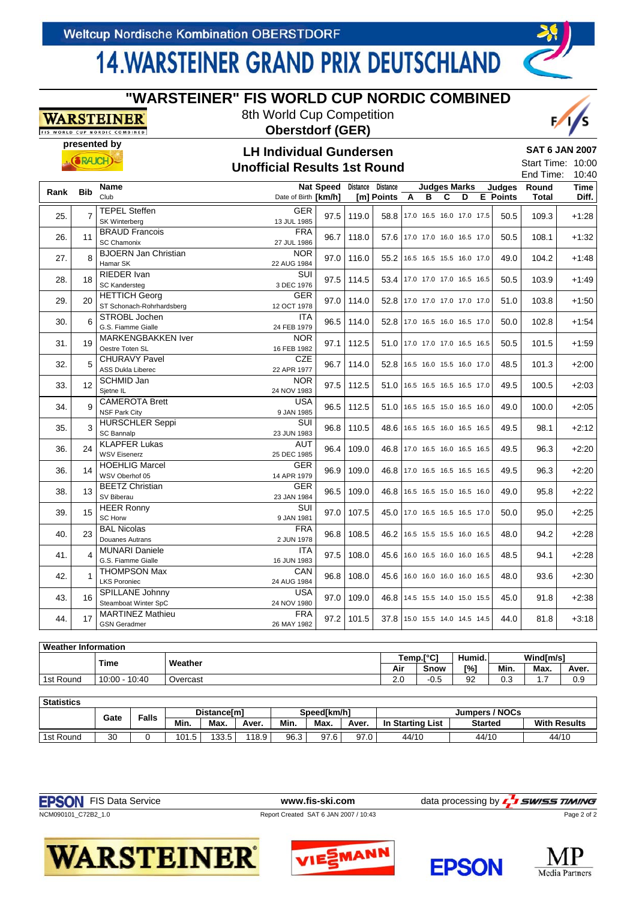Weltcup Nordische Kombination OBERSTDORF

# 14.WARSTEINER GRAND PRIX DEUTSCHLAND

## "WARSTEINER" FIS WORLD CUP NORDIC COMBINED

8th World Cup Competition
**Oberstdorf (GER)**

presented by RAUCH

### LH Individual Gundersen
### Unofficial Results 1st Round

**SAT 6 JAN 2007**
Start Time: 10:00
End Time: 10:40

| Rank | Bib | Name / Club | Nat / Date of Birth | Speed [km/h] | Distance [m] | Distance Points | A | B | C | D | E | Judges Points | Round Total | Time Diff. |
|---|---|---|---|---|---|---|---|---|---|---|---|---|---|---|
| 25. | 7 | TEPEL Steffen / SK Winterberg | GER / 13 JUL 1985 | 97.5 | 119.0 | 58.8 | 17.0 | 16.5 | 16.0 | 17.0 | 17.5 | 50.5 | 109.3 | +1:28 |
| 26. | 11 | BRAUD Francois / SC Chamonix | FRA / 27 JUL 1986 | 96.7 | 118.0 | 57.6 | 17.0 | 17.0 | 16.0 | 16.5 | 17.0 | 50.5 | 108.1 | +1:32 |
| 27. | 8 | BJOERN Jan Christian / Hamar SK | NOR / 22 AUG 1984 | 97.0 | 116.0 | 55.2 | 16.5 | 16.5 | 15.5 | 16.0 | 17.0 | 49.0 | 104.2 | +1:48 |
| 28. | 18 | RIEDER Ivan / SC Kandersteg | SUI / 3 DEC 1976 | 97.5 | 114.5 | 53.4 | 17.0 | 17.0 | 17.0 | 16.5 | 16.5 | 50.5 | 103.9 | +1:49 |
| 29. | 20 | HETTICH Georg / ST Schonach-Rohrhardsberg | GER / 12 OCT 1978 | 97.0 | 114.0 | 52.8 | 17.0 | 17.0 | 17.0 | 17.0 | 17.0 | 51.0 | 103.8 | +1:50 |
| 30. | 6 | STROBL Jochen / G.S. Fiamme Gialle | ITA / 24 FEB 1979 | 96.5 | 114.0 | 52.8 | 17.0 | 16.5 | 16.0 | 16.5 | 17.0 | 50.0 | 102.8 | +1:54 |
| 31. | 19 | MARKENGBAKKEN Iver / Oestre Toten SL | NOR / 16 FEB 1982 | 97.1 | 112.5 | 51.0 | 17.0 | 17.0 | 17.0 | 16.5 | 16.5 | 50.5 | 101.5 | +1:59 |
| 32. | 5 | CHURAVY Pavel / ASS Dukla Liberec | CZE / 22 APR 1977 | 96.7 | 114.0 | 52.8 | 16.5 | 16.0 | 15.5 | 16.0 | 17.0 | 48.5 | 101.3 | +2:00 |
| 33. | 12 | SCHMID Jan / Sjetne IL | NOR / 24 NOV 1983 | 97.5 | 112.5 | 51.0 | 16.5 | 16.5 | 16.5 | 16.5 | 17.0 | 49.5 | 100.5 | +2:03 |
| 34. | 9 | CAMEROTA Brett / NSF Park City | USA / 9 JAN 1985 | 96.5 | 112.5 | 51.0 | 16.5 | 16.5 | 15.0 | 16.5 | 16.0 | 49.0 | 100.0 | +2:05 |
| 35. | 3 | HURSCHLER Seppi / SC Bannalp | SUI / 23 JUN 1983 | 96.8 | 110.5 | 48.6 | 16.5 | 16.5 | 16.0 | 16.5 | 16.5 | 49.5 | 98.1 | +2:12 |
| 36. | 24 | KLAPFER Lukas / WSV Eisenerz | AUT / 25 DEC 1985 | 96.4 | 109.0 | 46.8 | 17.0 | 16.5 | 16.0 | 16.5 | 16.5 | 49.5 | 96.3 | +2:20 |
| 36. | 14 | HOEHLIG Marcel / WSV Oberhof 05 | GER / 14 APR 1979 | 96.9 | 109.0 | 46.8 | 17.0 | 16.5 | 16.5 | 16.5 | 16.5 | 49.5 | 96.3 | +2:20 |
| 38. | 13 | BEETZ Christian / SV Biberau | GER / 23 JAN 1984 | 96.5 | 109.0 | 46.8 | 16.5 | 16.5 | 15.0 | 16.5 | 16.0 | 49.0 | 95.8 | +2:22 |
| 39. | 15 | HEER Ronny / SC Horw | SUI / 9 JAN 1981 | 97.0 | 107.5 | 45.0 | 17.0 | 16.5 | 16.5 | 16.5 | 17.0 | 50.0 | 95.0 | +2:25 |
| 40. | 23 | BAL Nicolas / Douanes Autrans | FRA / 2 JUN 1978 | 96.8 | 108.5 | 46.2 | 16.5 | 15.5 | 15.5 | 16.0 | 16.5 | 48.0 | 94.2 | +2:28 |
| 41. | 4 | MUNARI Daniele / G.S. Fiamme Gialle | ITA / 16 JUN 1983 | 97.5 | 108.0 | 45.6 | 16.0 | 16.5 | 16.0 | 16.0 | 16.5 | 48.5 | 94.1 | +2:28 |
| 42. | 1 | THOMPSON Max / LKS Poroniec | CAN / 24 AUG 1984 | 96.8 | 108.0 | 45.6 | 16.0 | 16.0 | 16.0 | 16.0 | 16.5 | 48.0 | 93.6 | +2:30 |
| 43. | 16 | SPILLANE Johnny / Steamboat Winter SpC | USA / 24 NOV 1980 | 97.0 | 109.0 | 46.8 | 14.5 | 15.5 | 14.0 | 15.0 | 15.5 | 45.0 | 91.8 | +2:38 |
| 44. | 17 | MARTINEZ Mathieu / GSN Geradmer | FRA / 26 MAY 1982 | 97.2 | 101.5 | 37.8 | 15.0 | 15.5 | 14.0 | 14.5 | 14.5 | 44.0 | 81.8 | +3:18 |

**Weather Information**

| | Time | Weather | Temp.[°C] Air | Temp.[°C] Snow | Humid. [%] | Wind[m/s] Min. | Wind[m/s] Max. | Wind[m/s] Aver. |
|---|---|---|---|---|---|---|---|---|
| 1st Round | 10:00 - 10:40 | Overcast | 2.0 | -0.5 | 92 | 0.3 | 1.7 | 0.9 |

**Statistics**

| | Gate | Falls | Distance[m] Min. | Distance[m] Max. | Distance[m] Aver. | Speed[km/h] Min. | Speed[km/h] Max. | Speed[km/h] Aver. | Jumpers / NOCs In Starting List | Jumpers / NOCs Started | Jumpers / NOCs With Results |
|---|---|---|---|---|---|---|---|---|---|---|---|
| 1st Round | 30 | 0 | 101.5 | 133.5 | 118.9 | 96.3 | 97.6 | 97.0 | 44/10 | 44/10 | 44/10 |

EPSON FIS Data Service — www.fis-ski.com — data processing by SWISS TIMING

NCM090101_C72B2_1.0 — Report Created SAT 6 JAN 2007 / 10:43

WARSTEINER — VIESSMANN — EPSON — MP Media Partners